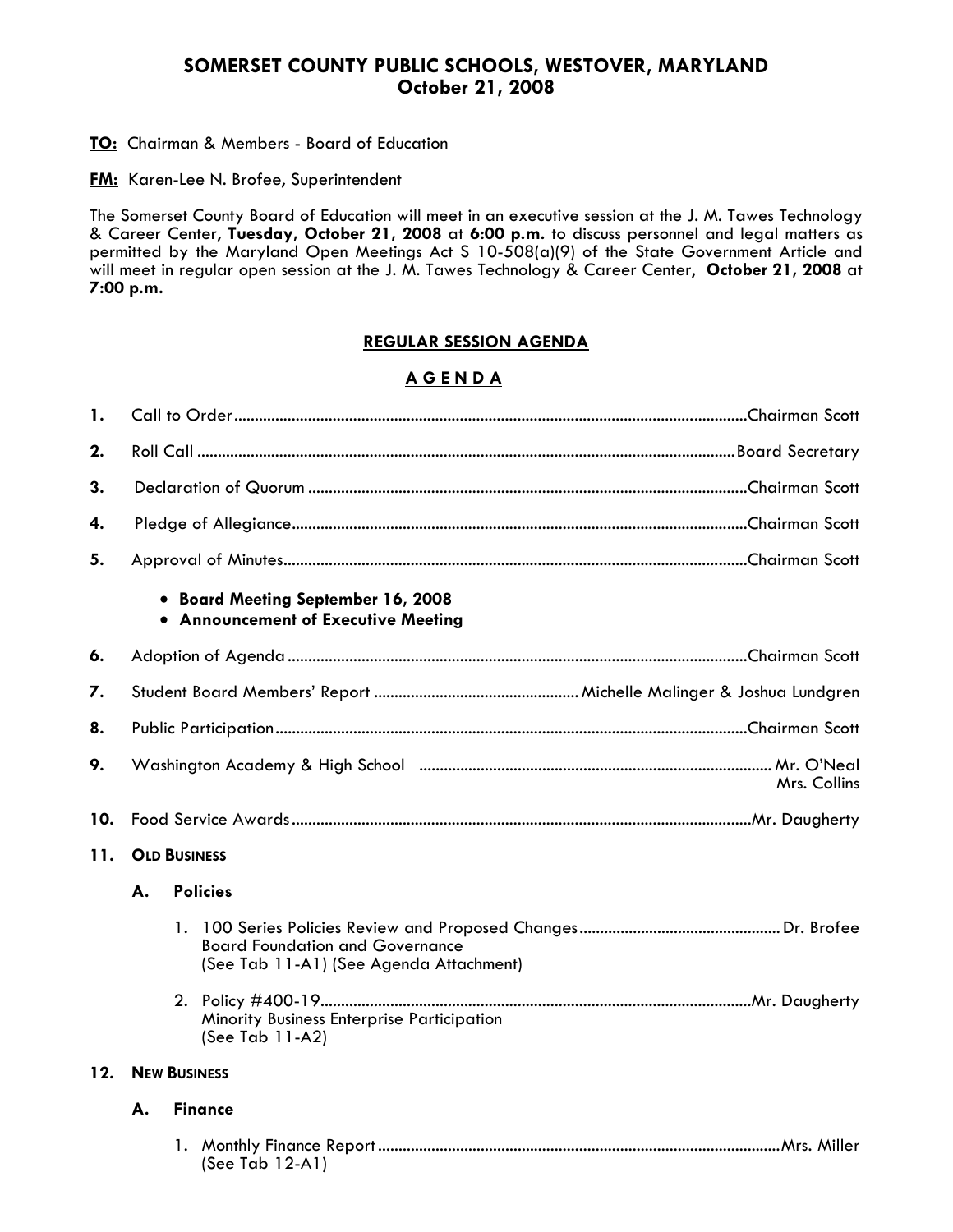# SOMERSET COUNTY PUBLIC SCHOOLS, WESTOVER, MARYLAND
## October 21, 2008

**TO:** Chairman & Members - Board of Education

**FM:** Karen-Lee N. Brofee, Superintendent

The Somerset County Board of Education will meet in an executive session at the J. M. Tawes Technology & Career Center, **Tuesday, October 21, 2008** at **6:00 p.m.** to discuss personnel and legal matters as permitted by the Maryland Open Meetings Act S 10-508(a)(9) of the State Government Article and will meet in regular open session at the J. M. Tawes Technology & Career Center, **October 21, 2008** at **7:00 p.m.**

## REGULAR SESSION AGENDA

## A G E N D A

**1.** Call to Order........................................Chairman Scott

**2.** Roll Call........................................Board Secretary

**3.** Declaration of Quorum........................................Chairman Scott

**4.** Pledge of Allegiance........................................Chairman Scott

**5.** Approval of Minutes........................................Chairman Scott

- **Board Meeting September 16, 2008**
- **Announcement of Executive Meeting**

**6.** Adoption of Agenda........................................Chairman Scott

**7.** Student Board Members' Report........................................Michelle Malinger & Joshua Lundgren

**8.** Public Participation........................................Chairman Scott

**9.** Washington Academy & High School........................................Mr. O'Neal
Mrs. Collins

**10.** Food Service Awards........................................Mr. Daugherty

**11. OLD BUSINESS**

**A. Policies**

1. 100 Series Policies Review and Proposed Changes........................................Dr. Brofee
   Board Foundation and Governance
   (See Tab 11-A1) (See Agenda Attachment)

2. Policy #400-19........................................Mr. Daugherty
   Minority Business Enterprise Participation
   (See Tab 11-A2)

**12. NEW BUSINESS**

**A. Finance**

1. Monthly Finance Report........................................Mrs. Miller
   (See Tab 12-A1)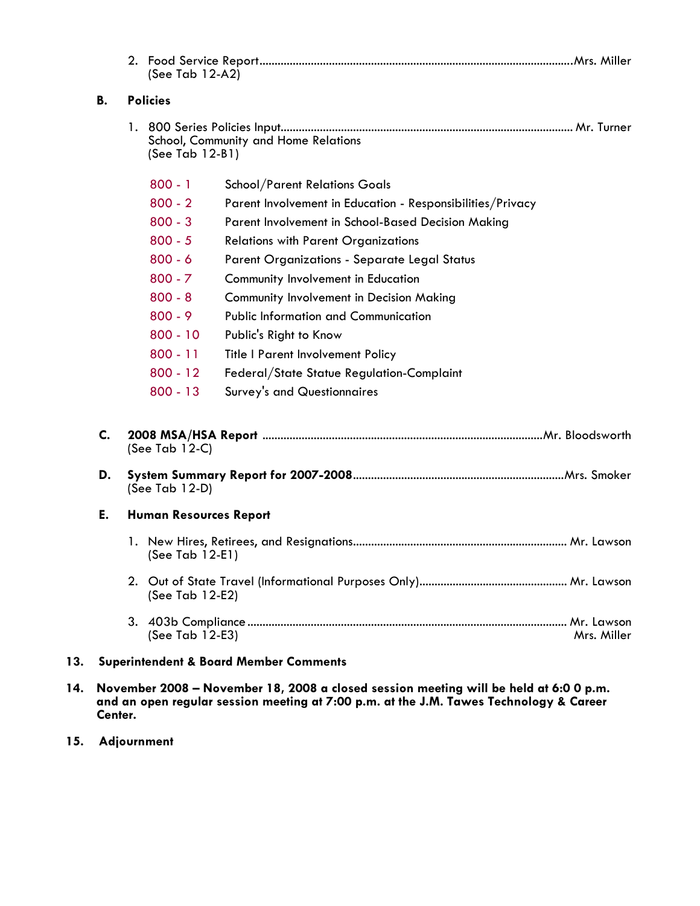2. Food Service Report........................................................................................................Mrs. Miller
   (See Tab 12-A2)

**B. Policies**

1. 800 Series Policies Input................................................................................................ Mr. Turner
   School, Community and Home Relations
   (See Tab 12-B1)

| | |
|---|---|
| 800 - 1 | School/Parent Relations Goals |
| 800 - 2 | Parent Involvement in Education - Responsibilities/Privacy |
| 800 - 3 | Parent Involvement in School-Based Decision Making |
| 800 - 5 | Relations with Parent Organizations |
| 800 - 6 | Parent Organizations - Separate Legal Status |
| 800 - 7 | Community Involvement in Education |
| 800 - 8 | Community Involvement in Decision Making |
| 800 - 9 | Public Information and Communication |
| 800 - 10 | Public's Right to Know |
| 800 - 11 | Title I Parent Involvement Policy |
| 800 - 12 | Federal/State Statue Regulation-Complaint |
| 800 - 13 | Survey's and Questionnaires |

**C. 2008 MSA/HSA Report** ............................................................................................Mr. Bloodsworth
(See Tab 12-C)

**D. System Summary Report for 2007-2008**.....................................................................Mrs. Smoker
(See Tab 12-D)

**E. Human Resources Report**

1. New Hires, Retirees, and Resignations...................................................................... Mr. Lawson
   (See Tab 12-E1)

2. Out of State Travel (Informational Purposes Only)................................................ Mr. Lawson
   (See Tab 12-E2)

3. 403b Compliance......................................................................................................... Mr. Lawson
   (See Tab 12-E3) Mrs. Miller

**13. Superintendent & Board Member Comments**

**14. November 2008 – November 18, 2008 a closed session meeting will be held at 6:0 0 p.m. and an open regular session meeting at 7:00 p.m. at the J.M. Tawes Technology & Career Center.**

**15. Adjournment**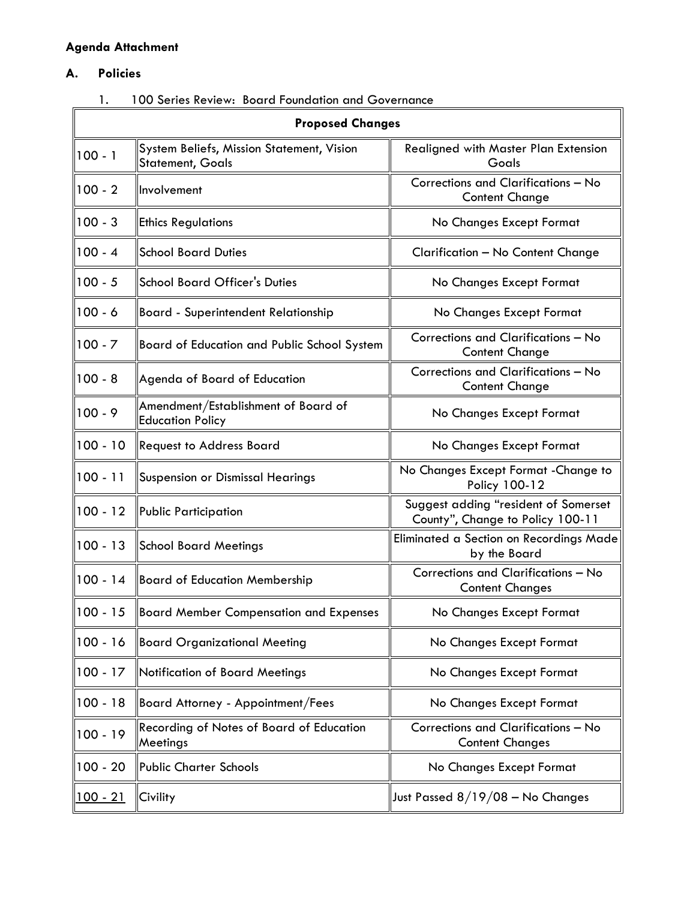**Agenda Attachment**

**A. Policies**

1. 100 Series Review: Board Foundation and Governance

| Proposed Changes | | |
|---|---|---|
| 100 - 1 | System Beliefs, Mission Statement, Vision Statement, Goals | Realigned with Master Plan Extension Goals |
| 100 - 2 | Involvement | Corrections and Clarifications – No Content Change |
| 100 - 3 | Ethics Regulations | No Changes Except Format |
| 100 - 4 | School Board Duties | Clarification – No Content Change |
| 100 - 5 | School Board Officer's Duties | No Changes Except Format |
| 100 - 6 | Board - Superintendent Relationship | No Changes Except Format |
| 100 - 7 | Board of Education and Public School System | Corrections and Clarifications – No Content Change |
| 100 - 8 | Agenda of Board of Education | Corrections and Clarifications – No Content Change |
| 100 - 9 | Amendment/Establishment of Board of Education Policy | No Changes Except Format |
| 100 - 10 | Request to Address Board | No Changes Except Format |
| 100 - 11 | Suspension or Dismissal Hearings | No Changes Except Format -Change to Policy 100-12 |
| 100 - 12 | Public Participation | Suggest adding "resident of Somerset County", Change to Policy 100-11 |
| 100 - 13 | School Board Meetings | Eliminated a Section on Recordings Made by the Board |
| 100 - 14 | Board of Education Membership | Corrections and Clarifications – No Content Changes |
| 100 - 15 | Board Member Compensation and Expenses | No Changes Except Format |
| 100 - 16 | Board Organizational Meeting | No Changes Except Format |
| 100 - 17 | Notification of Board Meetings | No Changes Except Format |
| 100 - 18 | Board Attorney - Appointment/Fees | No Changes Except Format |
| 100 - 19 | Recording of Notes of Board of Education Meetings | Corrections and Clarifications – No Content Changes |
| 100 - 20 | Public Charter Schools | No Changes Except Format |
| 100 - 21 | Civility | Just Passed 8/19/08 – No Changes |